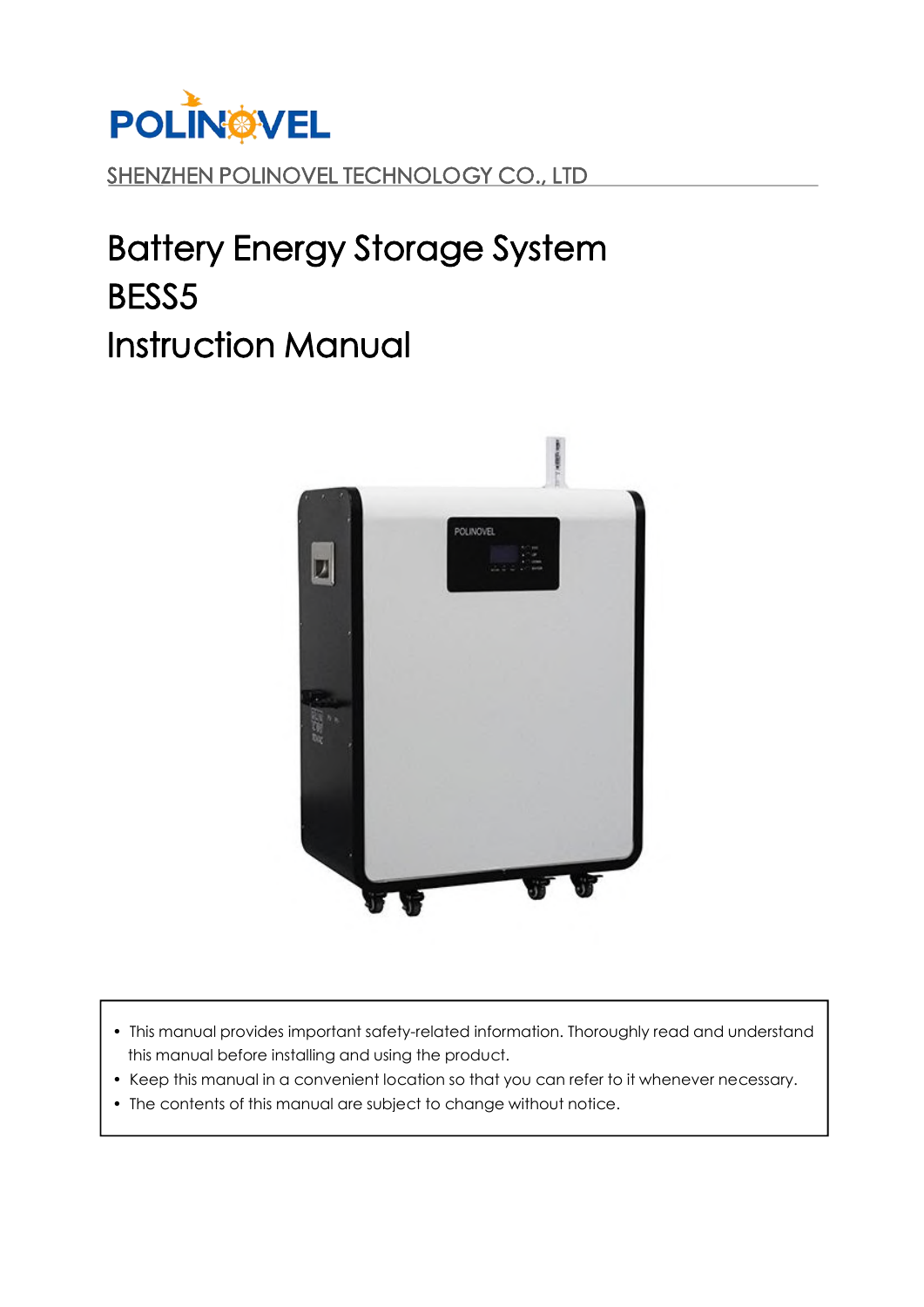POLINOVEL

SHENZHEN POLINOVEL TECHNOLOGY CO., LTD

# Battery Energy Storage System
# BESS5
# Instruction Manual

- This manual provides important safety-related information. Thoroughly read and understand this manual before installing and using the product.
- Keep this manual in a convenient location so that you can refer to it whenever necessary.
- The contents of this manual are subject to change without notice.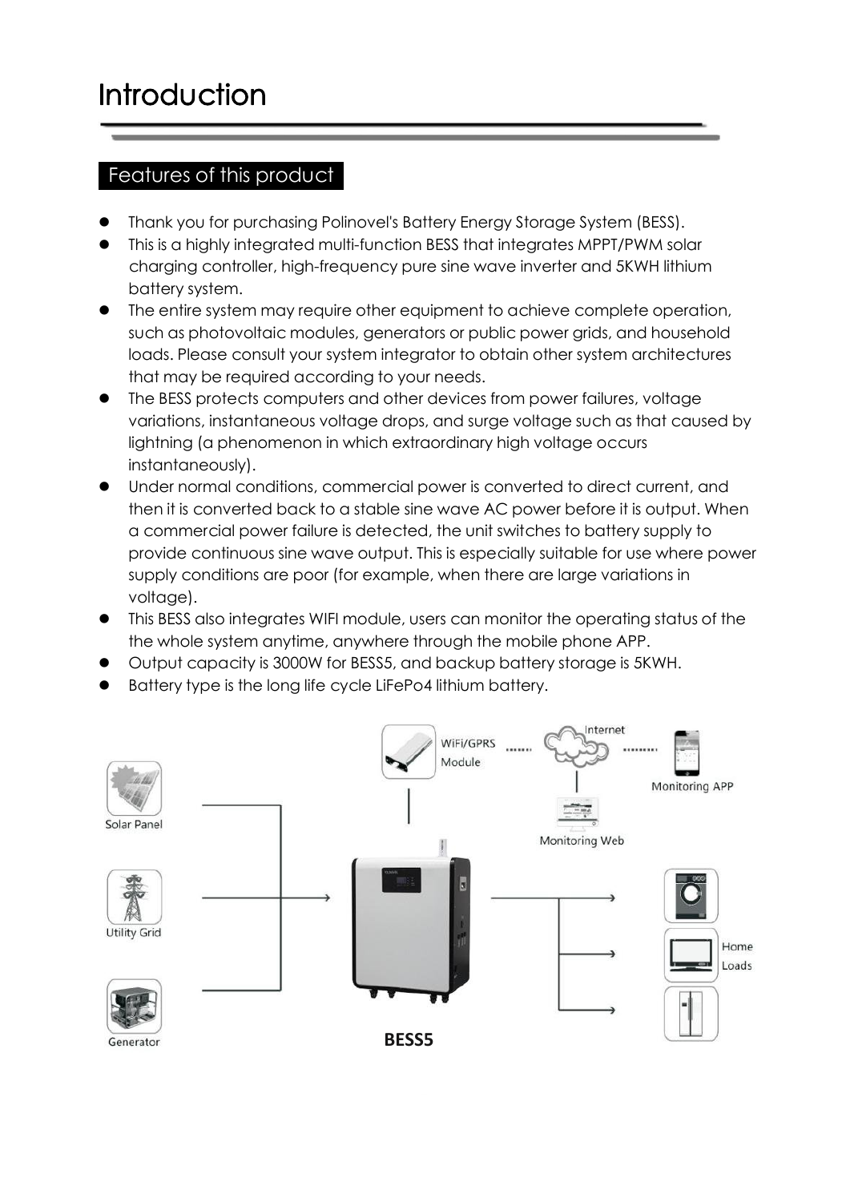# Introduction

## Features of this product

- Thank you for purchasing Polinovel's Battery Energy Storage System (BESS).
- This is a highly integrated multi-function BESS that integrates MPPT/PWM solar charging controller, high-frequency pure sine wave inverter and 5KWH lithium battery system.
- The entire system may require other equipment to achieve complete operation, such as photovoltaic modules, generators or public power grids, and household loads. Please consult your system integrator to obtain other system architectures that may be required according to your needs.
- The BESS protects computers and other devices from power failures, voltage variations, instantaneous voltage drops, and surge voltage such as that caused by lightning (a phenomenon in which extraordinary high voltage occurs instantaneously).
- Under normal conditions, commercial power is converted to direct current, and then it is converted back to a stable sine wave AC power before it is output. When a commercial power failure is detected, the unit switches to battery supply to provide continuous sine wave output. This is especially suitable for use where power supply conditions are poor (for example, when there are large variations in voltage).
- This BESS also integrates WIFI module, users can monitor the operating status of the the whole system anytime, anywhere through the mobile phone APP.
- Output capacity is 3000W for BESS5, and backup battery storage is 5KWH.
- Battery type is the long life cycle LiFePo4 lithium battery.

Solar Panel · Utility Grid · Generator · WiFi/GPRS Module · Internet · Monitoring APP · Monitoring Web · Home Loads

**BESS5**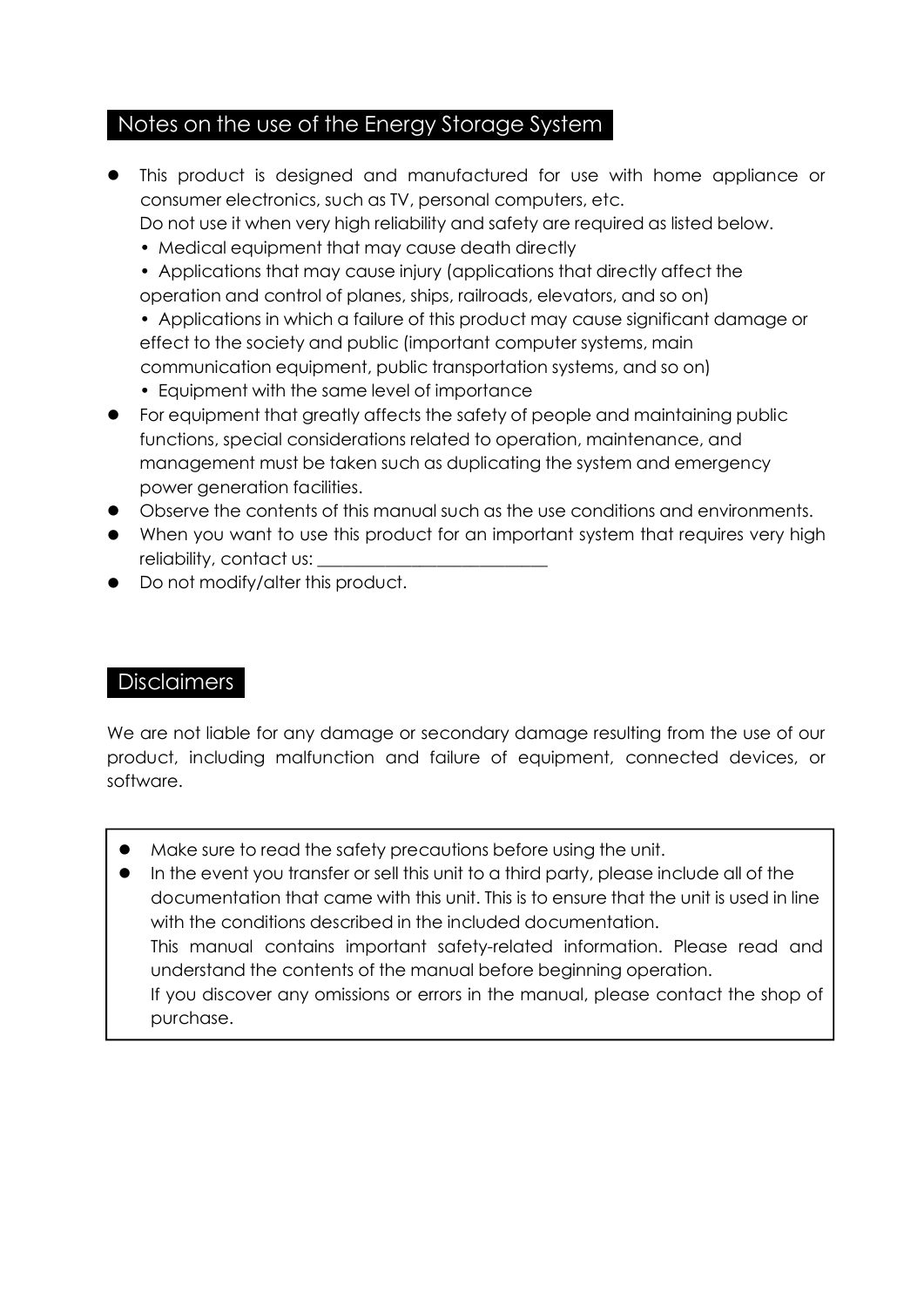## Notes on the use of the Energy Storage System

- This product is designed and manufactured for use with home appliance or consumer electronics, such as TV, personal computers, etc.
  Do not use it when very high reliability and safety are required as listed below.
  - Medical equipment that may cause death directly
  - Applications that may cause injury (applications that directly affect the operation and control of planes, ships, railroads, elevators, and so on)
  - Applications in which a failure of this product may cause significant damage or effect to the society and public (important computer systems, main communication equipment, public transportation systems, and so on)
  - Equipment with the same level of importance
- For equipment that greatly affects the safety of people and maintaining public functions, special considerations related to operation, maintenance, and management must be taken such as duplicating the system and emergency power generation facilities.
- Observe the contents of this manual such as the use conditions and environments.
- When you want to use this product for an important system that requires very high reliability, contact us: ___________________________
- Do not modify/alter this product.

## Disclaimers

We are not liable for any damage or secondary damage resulting from the use of our product, including malfunction and failure of equipment, connected devices, or software.

- Make sure to read the safety precautions before using the unit.
- In the event you transfer or sell this unit to a third party, please include all of the documentation that came with this unit. This is to ensure that the unit is used in line with the conditions described in the included documentation.
  This manual contains important safety-related information. Please read and understand the contents of the manual before beginning operation.
  If you discover any omissions or errors in the manual, please contact the shop of purchase.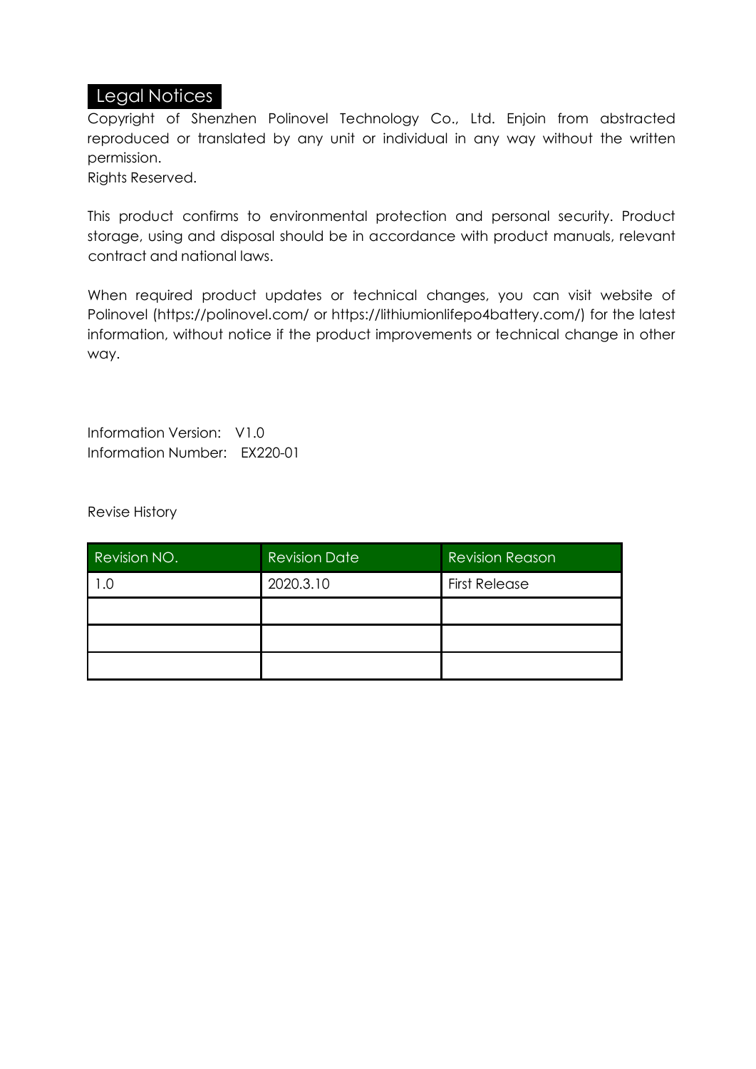## Legal Notices

Copyright of Shenzhen Polinovel Technology Co., Ltd. Enjoin from abstracted reproduced or translated by any unit or individual in any way without the written permission.

Rights Reserved.

This product confirms to environmental protection and personal security. Product storage, using and disposal should be in accordance with product manuals, relevant contract and national laws.

When required product updates or technical changes, you can visit website of Polinovel (https://polinovel.com/ or https://lithiumionlifepo4battery.com/) for the latest information, without notice if the product improvements or technical change in other way.

Information Version:  V1.0

Information Number:  EX220-01

Revise History

| Revision NO. | Revision Date | Revision Reason |
|---|---|---|
| 1.0 | 2020.3.10 | First Release |
| | | |
| | | |
| | | |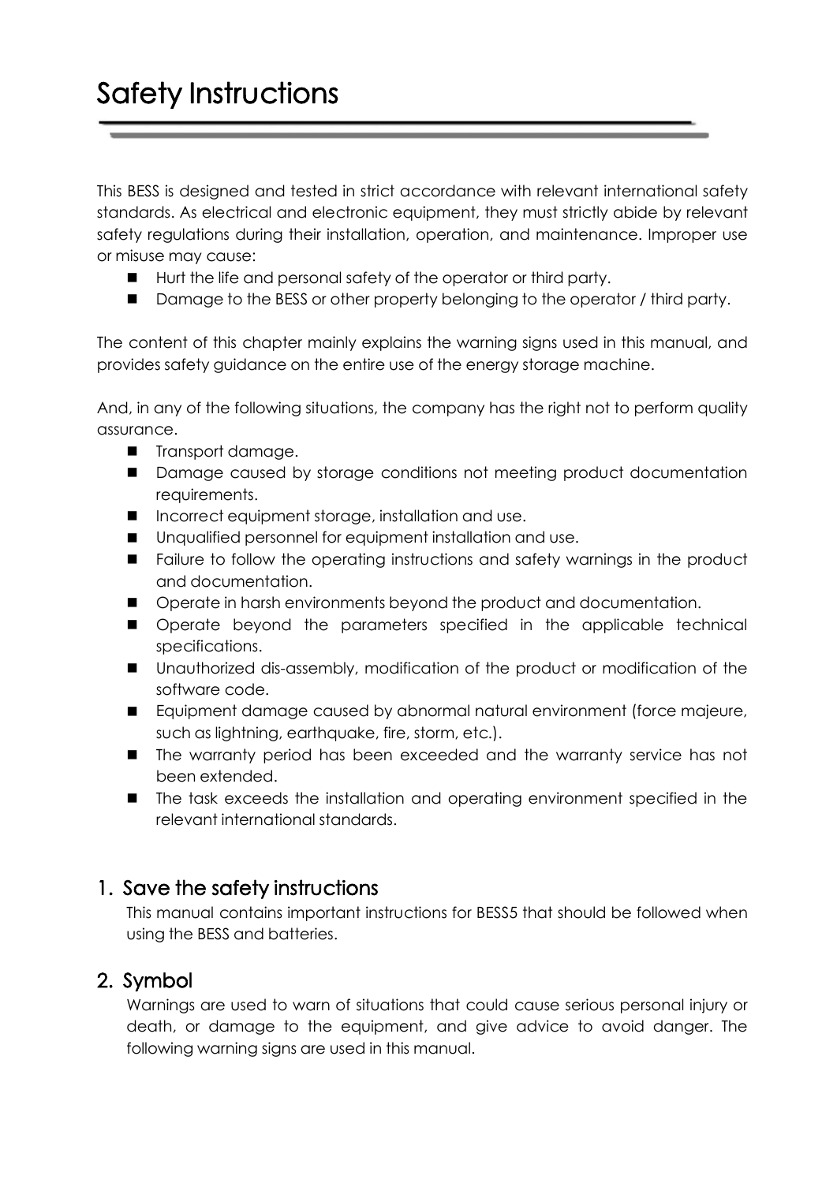# Safety Instructions

This BESS is designed and tested in strict accordance with relevant international safety standards. As electrical and electronic equipment, they must strictly abide by relevant safety regulations during their installation, operation, and maintenance. Improper use or misuse may cause:

- Hurt the life and personal safety of the operator or third party.
- Damage to the BESS or other property belonging to the operator / third party.

The content of this chapter mainly explains the warning signs used in this manual, and provides safety guidance on the entire use of the energy storage machine.

And, in any of the following situations, the company has the right not to perform quality assurance.

- Transport damage.
- Damage caused by storage conditions not meeting product documentation requirements.
- Incorrect equipment storage, installation and use.
- Unqualified personnel for equipment installation and use.
- Failure to follow the operating instructions and safety warnings in the product and documentation.
- Operate in harsh environments beyond the product and documentation.
- Operate beyond the parameters specified in the applicable technical specifications.
- Unauthorized dis-assembly, modification of the product or modification of the software code.
- Equipment damage caused by abnormal natural environment (force majeure, such as lightning, earthquake, fire, storm, etc.).
- The warranty period has been exceeded and the warranty service has not been extended.
- The task exceeds the installation and operating environment specified in the relevant international standards.

## 1. Save the safety instructions

This manual contains important instructions for BESS5 that should be followed when using the BESS and batteries.

## 2. Symbol

Warnings are used to warn of situations that could cause serious personal injury or death, or damage to the equipment, and give advice to avoid danger. The following warning signs are used in this manual.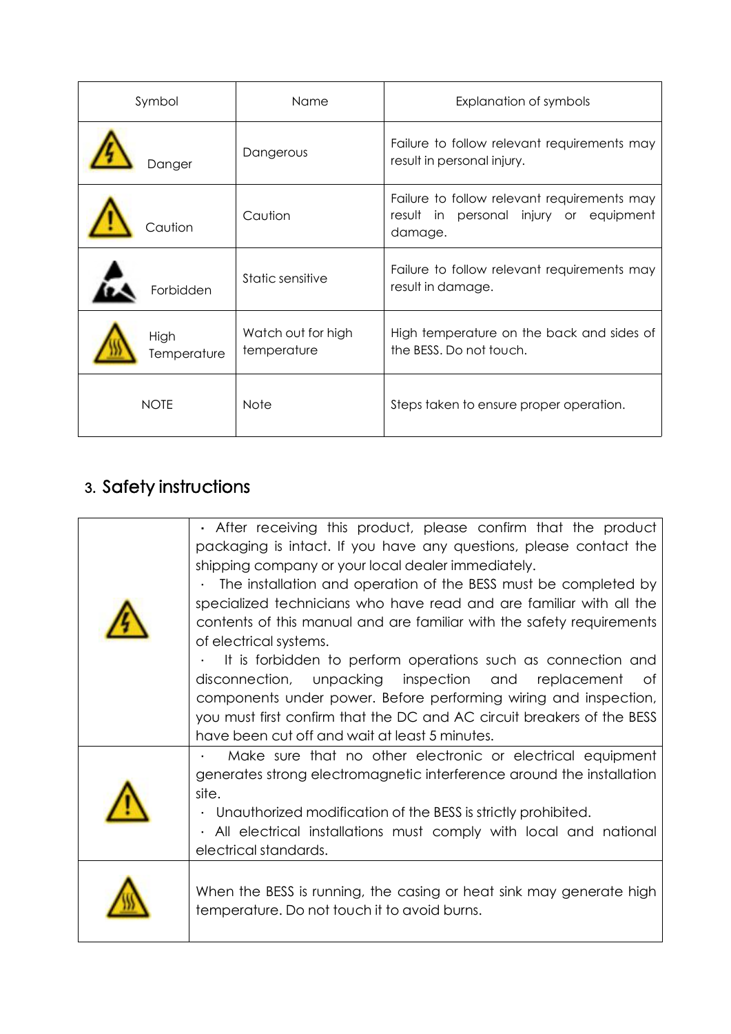| Symbol | Name | Explanation of symbols |
| --- | --- | --- |
| Danger | Dangerous | Failure to follow relevant requirements may result in personal injury. |
| Caution | Caution | Failure to follow relevant requirements may result in personal injury or equipment damage. |
| Forbidden | Static sensitive | Failure to follow relevant requirements may result in damage. |
| High Temperature | Watch out for high temperature | High temperature on the back and sides of the BESS. Do not touch. |
| NOTE | Note | Steps taken to ensure proper operation. |

## 3. Safety instructions

| | |
| --- | --- |
| | · After receiving this product, please confirm that the product packaging is intact. If you have any questions, please contact the shipping company or your local dealer immediately.<br>· The installation and operation of the BESS must be completed by specialized technicians who have read and are familiar with all the contents of this manual and are familiar with the safety requirements of electrical systems.<br>· It is forbidden to perform operations such as connection and disconnection, unpacking inspection and replacement of components under power. Before performing wiring and inspection, you must first confirm that the DC and AC circuit breakers of the BESS have been cut off and wait at least 5 minutes. |
| | · Make sure that no other electronic or electrical equipment generates strong electromagnetic interference around the installation site.<br>· Unauthorized modification of the BESS is strictly prohibited.<br>· All electrical installations must comply with local and national electrical standards. |
| | When the BESS is running, the casing or heat sink may generate high temperature. Do not touch it to avoid burns. |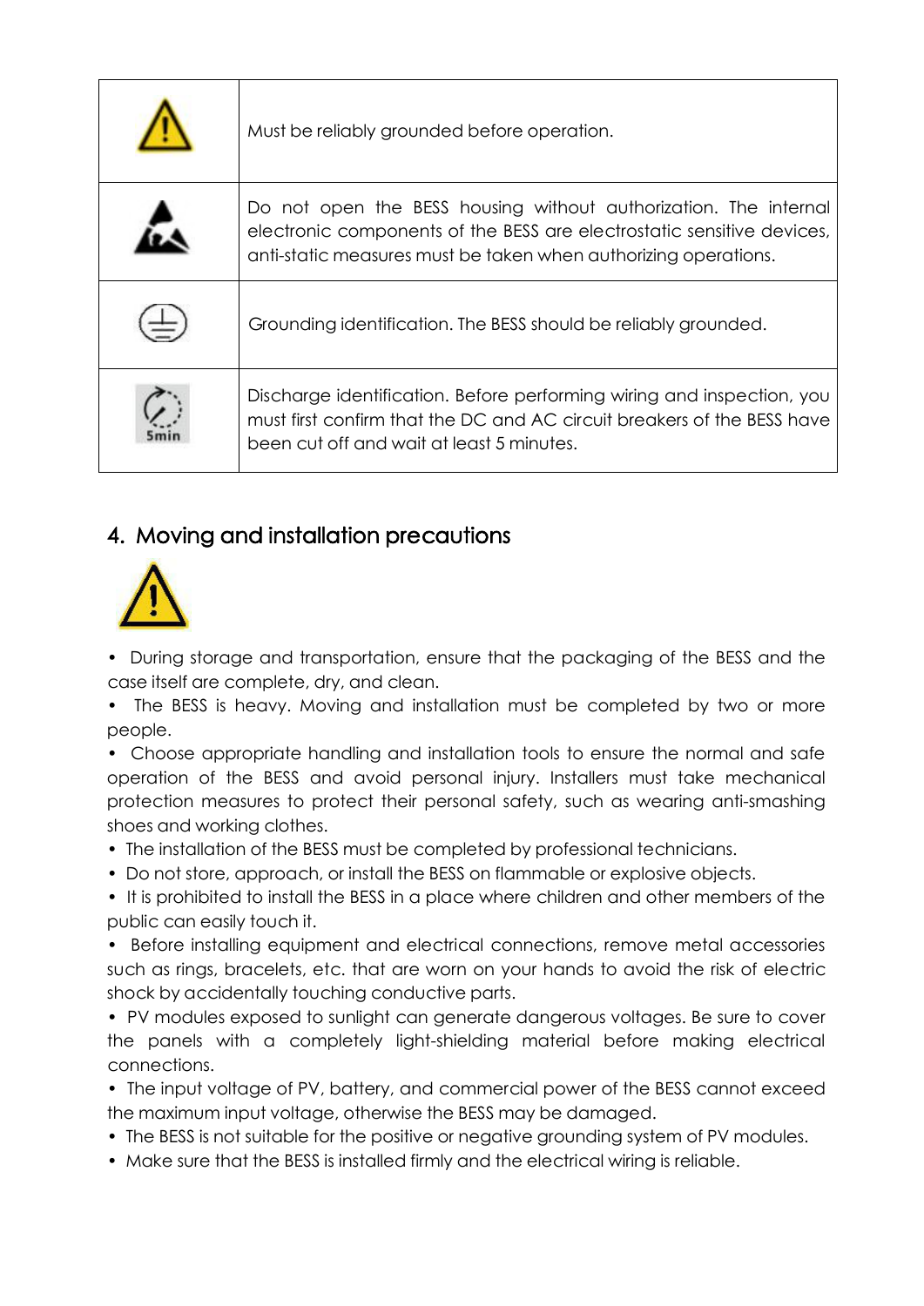| | |
|---|---|
| | Must be reliably grounded before operation. |
| | Do not open the BESS housing without authorization. The internal electronic components of the BESS are electrostatic sensitive devices, anti-static measures must be taken when authorizing operations. |
| | Grounding identification. The BESS should be reliably grounded. |
| 5min | Discharge identification. Before performing wiring and inspection, you must first confirm that the DC and AC circuit breakers of the BESS have been cut off and wait at least 5 minutes. |

## 4. Moving and installation precautions

- During storage and transportation, ensure that the packaging of the BESS and the case itself are complete, dry, and clean.
- The BESS is heavy. Moving and installation must be completed by two or more people.
- Choose appropriate handling and installation tools to ensure the normal and safe operation of the BESS and avoid personal injury. Installers must take mechanical protection measures to protect their personal safety, such as wearing anti-smashing shoes and working clothes.
- The installation of the BESS must be completed by professional technicians.
- Do not store, approach, or install the BESS on flammable or explosive objects.
- It is prohibited to install the BESS in a place where children and other members of the public can easily touch it.
- Before installing equipment and electrical connections, remove metal accessories such as rings, bracelets, etc. that are worn on your hands to avoid the risk of electric shock by accidentally touching conductive parts.
- PV modules exposed to sunlight can generate dangerous voltages. Be sure to cover the panels with a completely light-shielding material before making electrical connections.
- The input voltage of PV, battery, and commercial power of the BESS cannot exceed the maximum input voltage, otherwise the BESS may be damaged.
- The BESS is not suitable for the positive or negative grounding system of PV modules.
- Make sure that the BESS is installed firmly and the electrical wiring is reliable.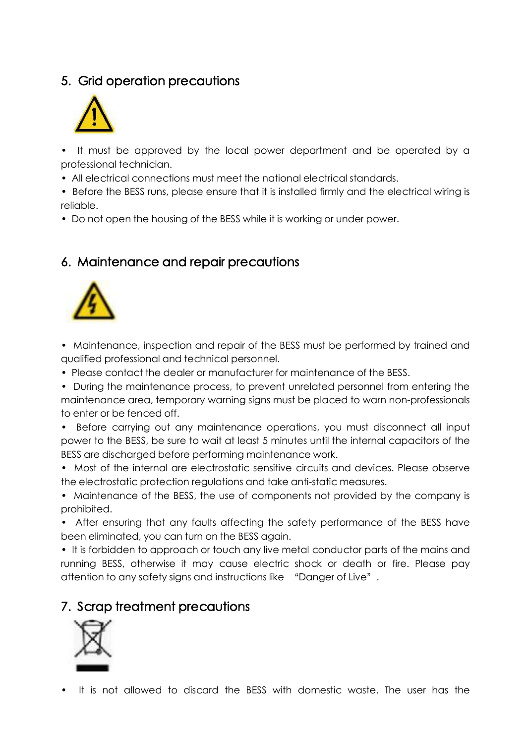## 5. Grid operation precautions

- It must be approved by the local power department and be operated by a professional technician.
- All electrical connections must meet the national electrical standards.
- Before the BESS runs, please ensure that it is installed firmly and the electrical wiring is reliable.
- Do not open the housing of the BESS while it is working or under power.

## 6. Maintenance and repair precautions

- Maintenance, inspection and repair of the BESS must be performed by trained and qualified professional and technical personnel.
- Please contact the dealer or manufacturer for maintenance of the BESS.
- During the maintenance process, to prevent unrelated personnel from entering the maintenance area, temporary warning signs must be placed to warn non-professionals to enter or be fenced off.
- Before carrying out any maintenance operations, you must disconnect all input power to the BESS, be sure to wait at least 5 minutes until the internal capacitors of the BESS are discharged before performing maintenance work.
- Most of the internal are electrostatic sensitive circuits and devices. Please observe the electrostatic protection regulations and take anti-static measures.
- Maintenance of the BESS, the use of components not provided by the company is prohibited.
- After ensuring that any faults affecting the safety performance of the BESS have been eliminated, you can turn on the BESS again.
- It is forbidden to approach or touch any live metal conductor parts of the mains and running BESS, otherwise it may cause electric shock or death or fire. Please pay attention to any safety signs and instructions like "Danger of Live".

## 7. Scrap treatment precautions

- It is not allowed to discard the BESS with domestic waste. The user has the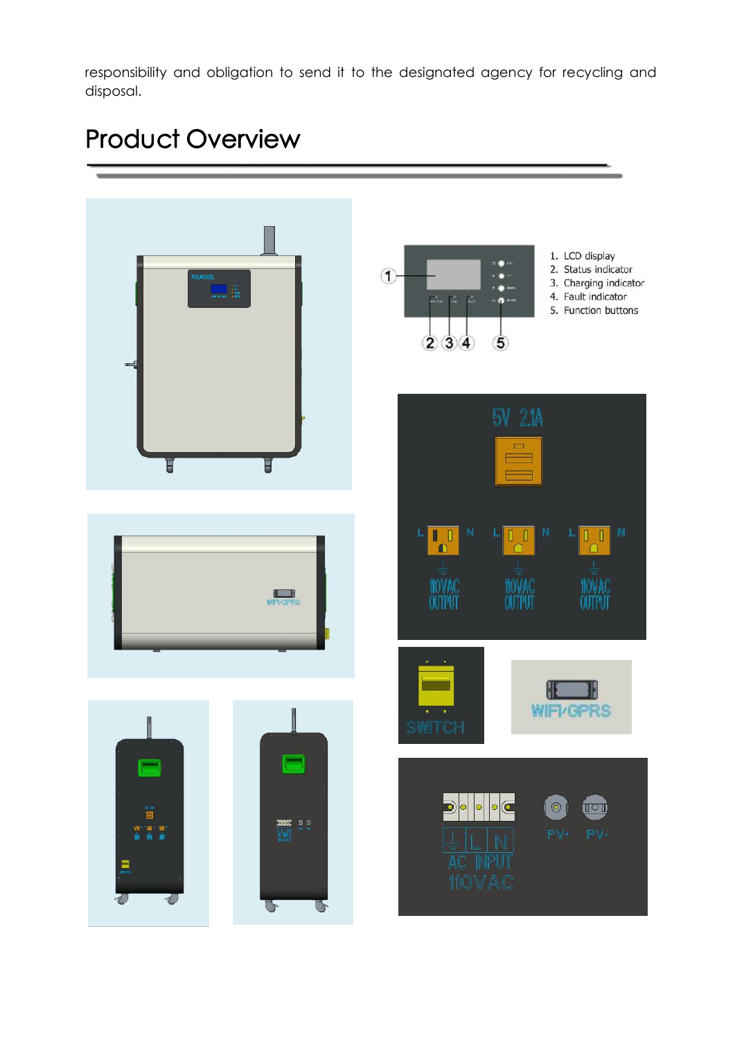responsibility and obligation to send it to the designated agency for recycling and disposal.

# Product Overview

1. LCD display
2. Status indicator
3. Charging indicator
4. Fault indicator
5. Function buttons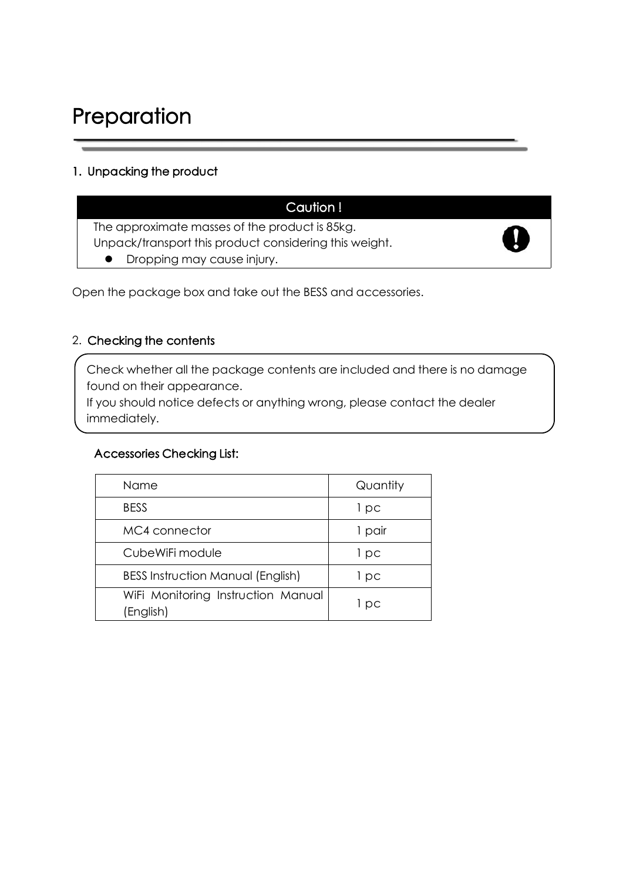# Preparation

## 1. Unpacking the product

**Caution !**

The approximate masses of the product is 85kg.
Unpack/transport this product considering this weight.

- Dropping may cause injury.

Open the package box and take out the BESS and accessories.

## 2. Checking the contents

Check whether all the package contents are included and there is no damage found on their appearance.
If you should notice defects or anything wrong, please contact the dealer immediately.

### Accessories Checking List:

| Name | Quantity |
| --- | --- |
| BESS | 1 pc |
| MC4 connector | 1 pair |
| CubeWiFi module | 1 pc |
| BESS Instruction Manual (English) | 1 pc |
| WiFi Monitoring Instruction Manual (English) | 1 pc |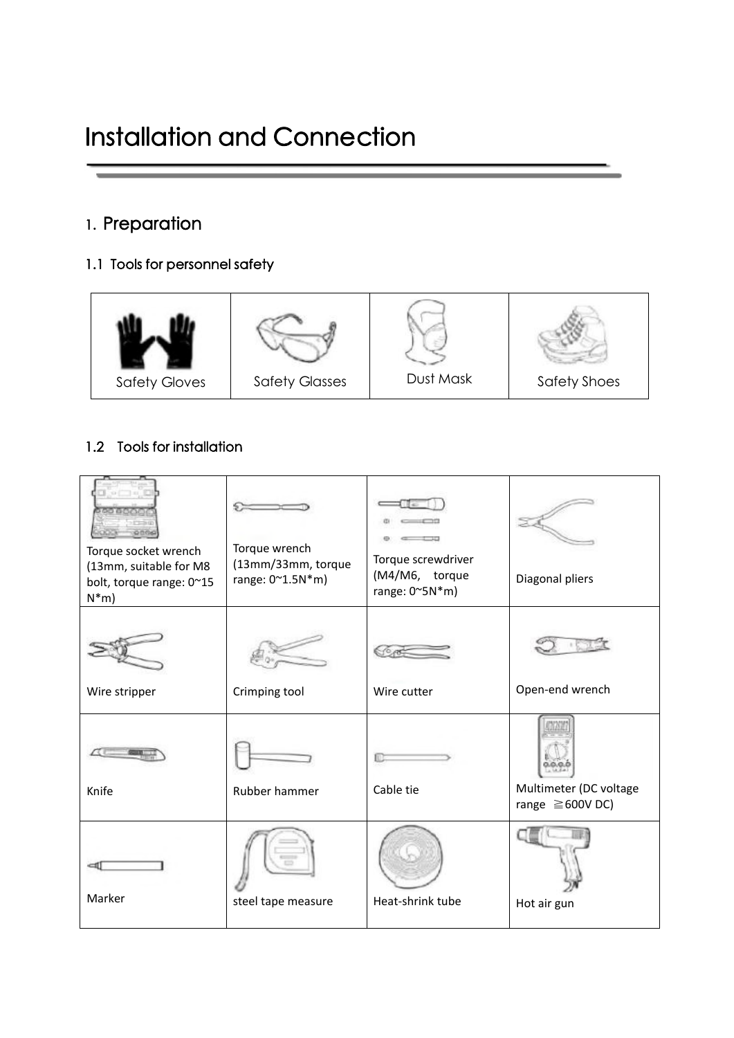# Installation and Connection

## 1. Preparation

### 1.1 Tools for personnel safety

| Safety Gloves | Safety Glasses | Dust Mask | Safety Shoes |
|---|---|---|---|

### 1.2 Tools for installation

| | | | |
|---|---|---|---|
| Torque socket wrench (13mm, suitable for M8 bolt, torque range: 0~15 N*m) | Torque wrench (13mm/33mm, torque range: 0~1.5N*m) | Torque screwdriver (M4/M6, torque range: 0~5N*m) | Diagonal pliers |
| Wire stripper | Crimping tool | Wire cutter | Open-end wrench |
| Knife | Rubber hammer | Cable tie | Multimeter (DC voltage range ≧600V DC) |
| Marker | steel tape measure | Heat-shrink tube | Hot air gun |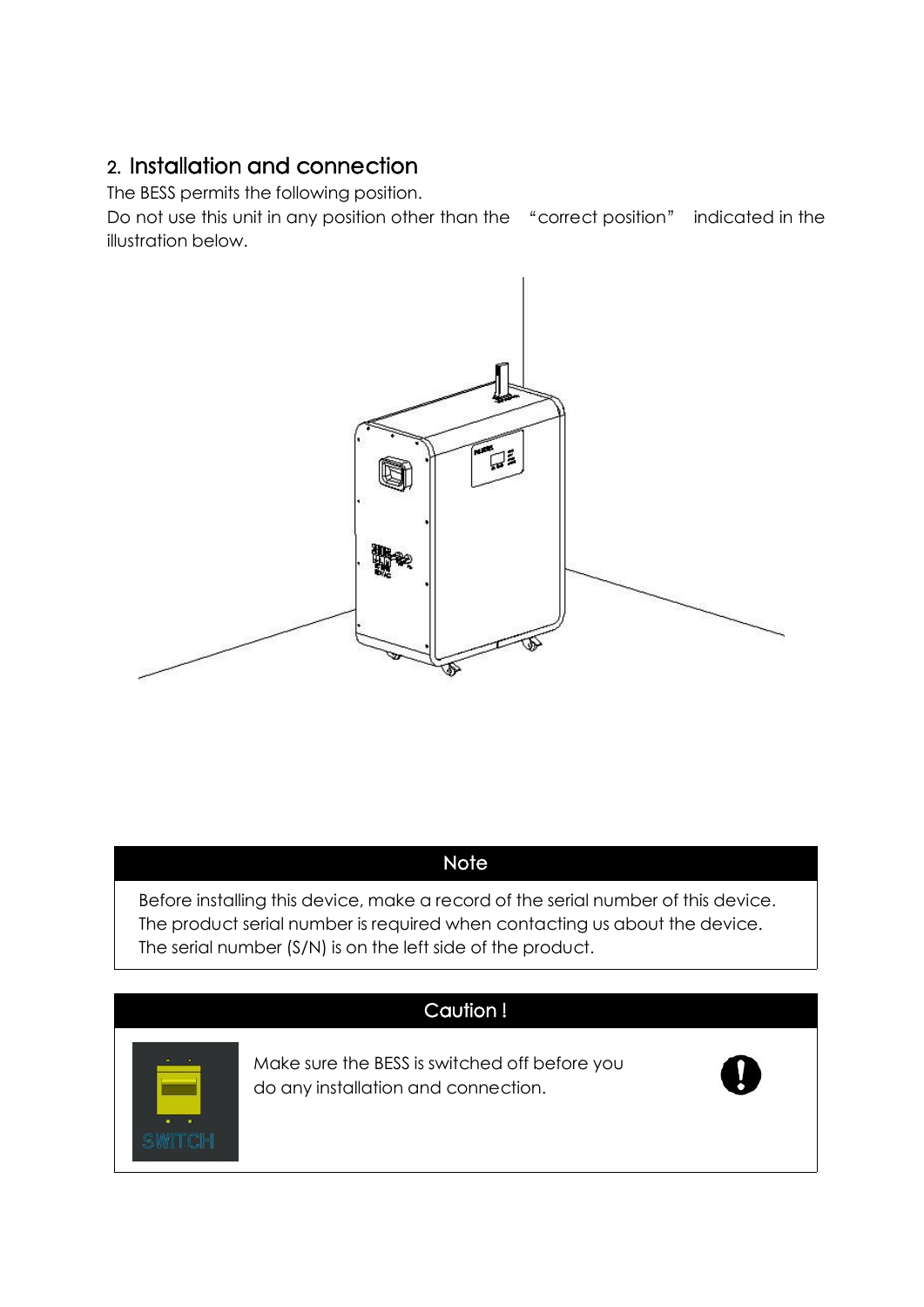## 2. Installation and connection

The BESS permits the following position.

Do not use this unit in any position other than the "correct position" indicated in the illustration below.

| Note |
| --- |
| Before installing this device, make a record of the serial number of this device. The product serial number is required when contacting us about the device. The serial number (S/N) is on the left side of the product. |

| Caution ! |
| --- |
| Make sure the BESS is switched off before you do any installation and connection. |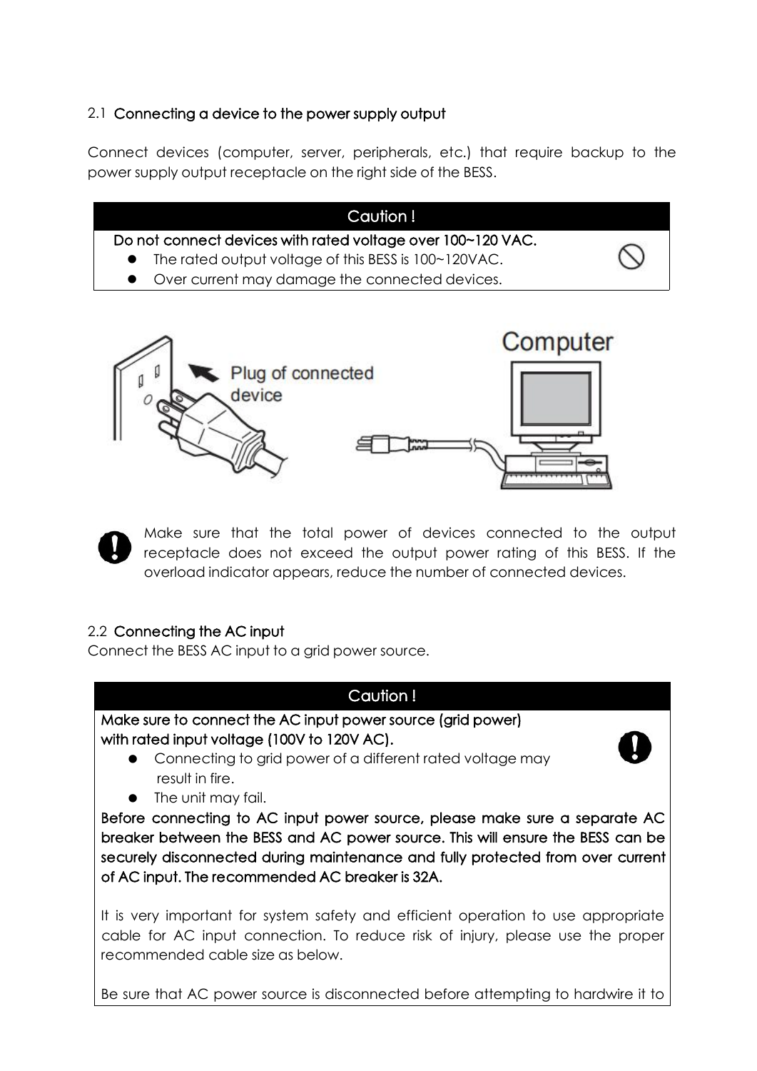### 2.1 Connecting a device to the power supply output

Connect devices (computer, server, peripherals, etc.) that require backup to the power supply output receptacle on the right side of the BESS.

| Caution ! |
|---|
| **Do not connect devices with rated voltage over 100~120 VAC.**<br>● The rated output voltage of this BESS is 100~120VAC.<br>● Over current may damage the connected devices. |

Make sure that the total power of devices connected to the output receptacle does not exceed the output power rating of this BESS. If the overload indicator appears, reduce the number of connected devices.

### 2.2 Connecting the AC input

Connect the BESS AC input to a grid power source.

| Caution ! |
|---|
| **Make sure to connect the AC input power source (grid power) with rated input voltage (100V to 120V AC).**<br>● Connecting to grid power of a different rated voltage may result in fire.<br>● The unit may fail.<br>**Before connecting to AC input power source, please make sure a separate AC breaker between the BESS and AC power source. This will ensure the BESS can be securely disconnected during maintenance and fully protected from over current of AC input. The recommended AC breaker is 32A.**<br><br>It is very important for system safety and efficient operation to use appropriate cable for AC input connection. To reduce risk of injury, please use the proper recommended cable size as below.<br><br>Be sure that AC power source is disconnected before attempting to hardwire it to |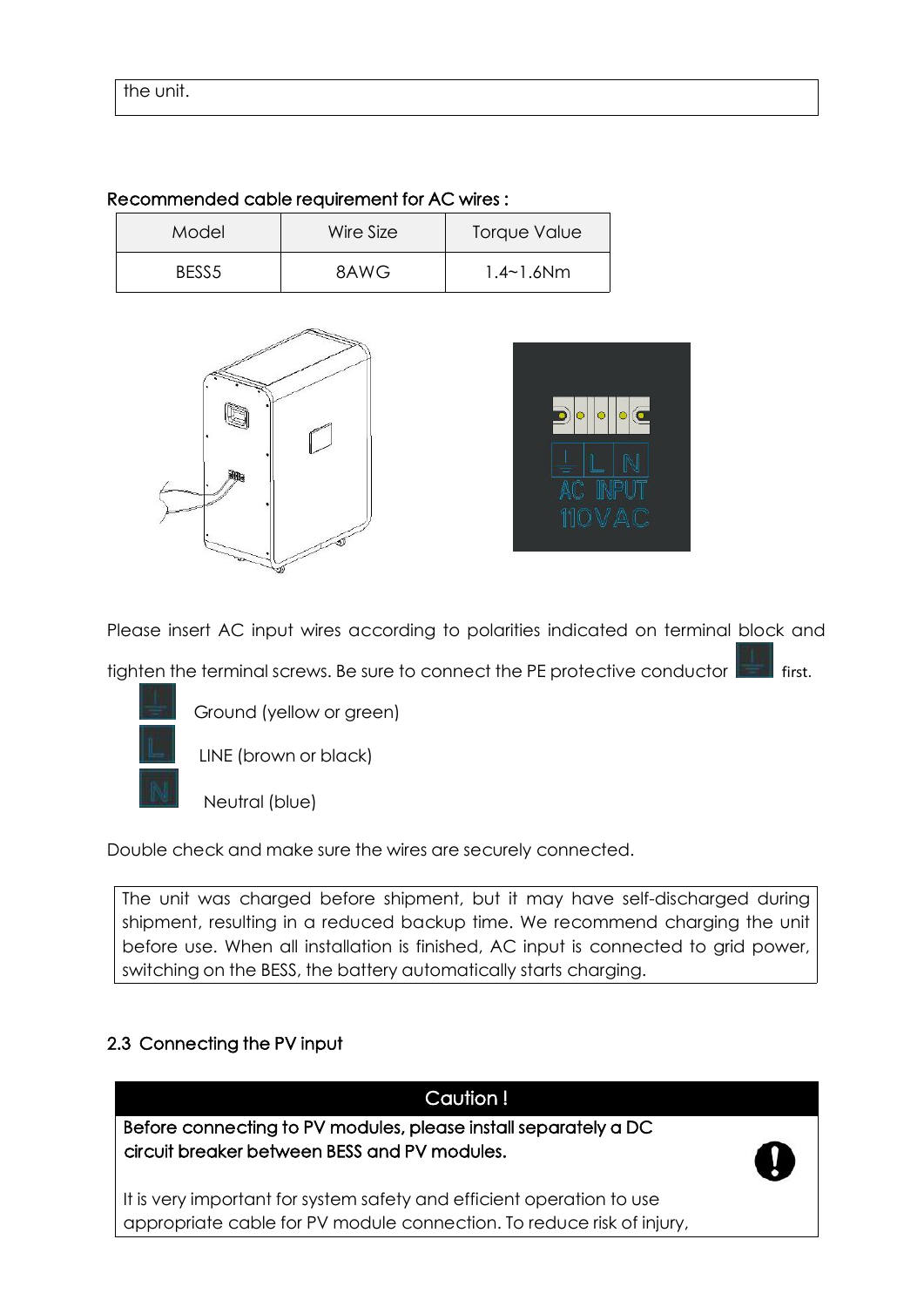the unit.

**Recommended cable requirement for AC wires :**

| Model | Wire Size | Torque Value |
| --- | --- | --- |
| BESS5 | 8AWG | 1.4~1.6Nm |

Please insert AC input wires according to polarities indicated on terminal block and tighten the terminal screws. Be sure to connect the PE protective conductor first.

Ground (yellow or green)

LINE (brown or black)

Neutral (blue)

Double check and make sure the wires are securely connected.

The unit was charged before shipment, but it may have self-discharged during shipment, resulting in a reduced backup time. We recommend charging the unit before use. When all installation is finished, AC input is connected to grid power, switching on the BESS, the battery automatically starts charging.

## 2.3 Connecting the PV input

**Caution !**

**Before connecting to PV modules, please install separately a DC circuit breaker between BESS and PV modules.**

It is very important for system safety and efficient operation to use appropriate cable for PV module connection. To reduce risk of injury,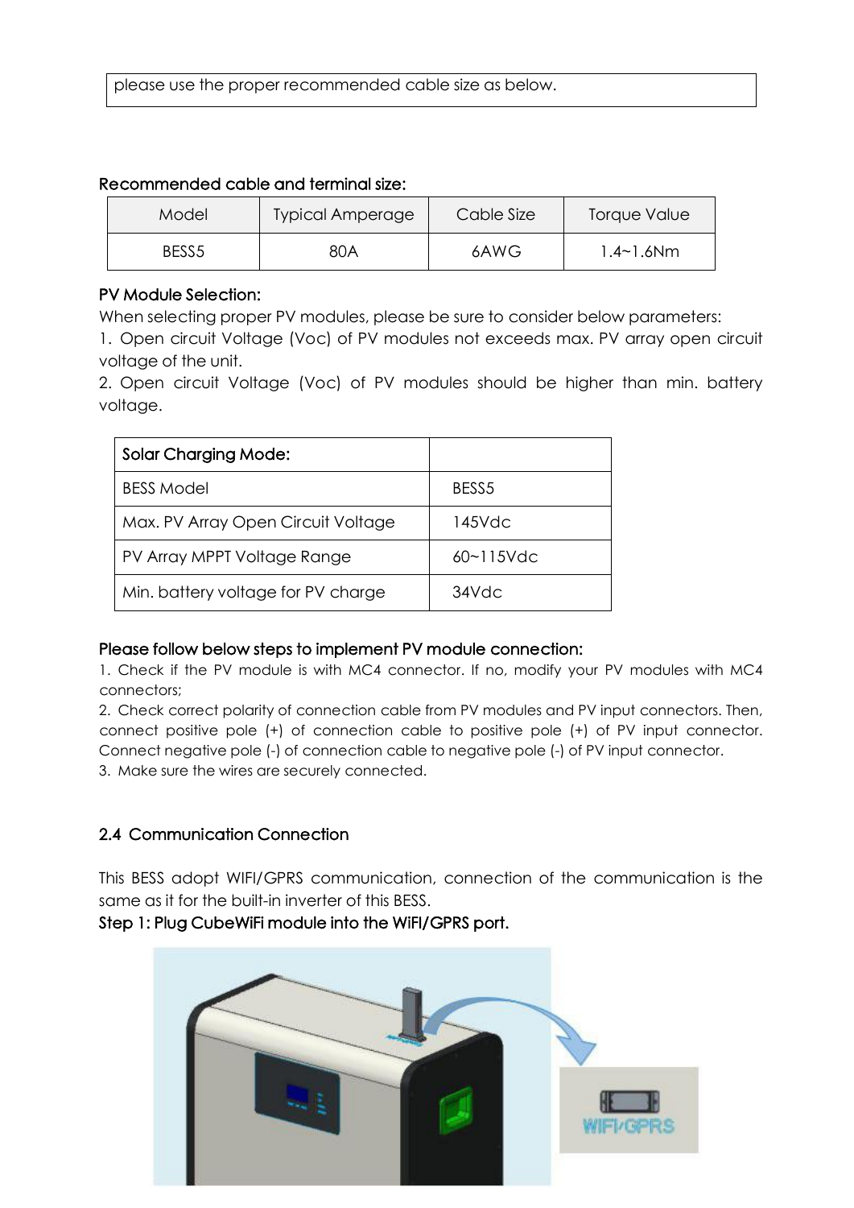please use the proper recommended cable size as below.

**Recommended cable and terminal size:**

| Model | Typical Amperage | Cable Size | Torque Value |
| --- | --- | --- | --- |
| BESS5 | 80A | 6AWG | 1.4~1.6Nm |

**PV Module Selection:**

When selecting proper PV modules, please be sure to consider below parameters:

1. Open circuit Voltage (Voc) of PV modules not exceeds max. PV array open circuit voltage of the unit.
2. Open circuit Voltage (Voc) of PV modules should be higher than min. battery voltage.

| Solar Charging Mode: | |
| --- | --- |
| BESS Model | BESS5 |
| Max. PV Array Open Circuit Voltage | 145Vdc |
| PV Array MPPT Voltage Range | 60~115Vdc |
| Min. battery voltage for PV charge | 34Vdc |

**Please follow below steps to implement PV module connection:**

1. Check if the PV module is with MC4 connector. If no, modify your PV modules with MC4 connectors;
2. Check correct polarity of connection cable from PV modules and PV input connectors. Then, connect positive pole (+) of connection cable to positive pole (+) of PV input connector. Connect negative pole (-) of connection cable to negative pole (-) of PV input connector.
3. Make sure the wires are securely connected.

## 2.4 Communication Connection

This BESS adopt WIFI/GPRS communication, connection of the communication is the same as it for the built-in inverter of this BESS.

**Step 1: Plug CubeWiFi module into the WiFI/GPRS port.**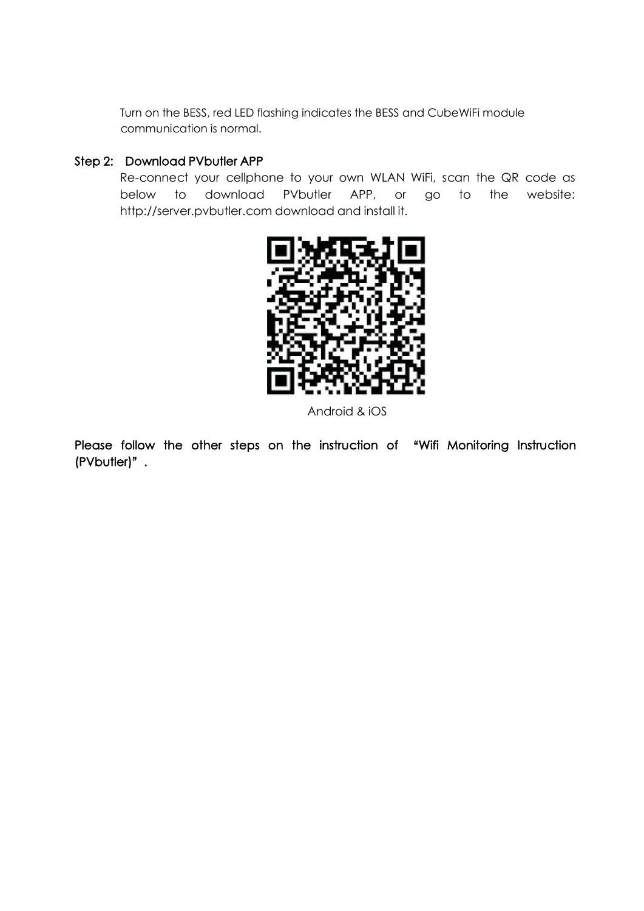Turn on the BESS, red LED flashing indicates the BESS and CubeWiFi module communication is normal.

**Step 2: Download PVbutler APP**

Re-connect your cellphone to your own WLAN WiFi, scan the QR code as below to download PVbutler APP, or go to the website: http://server.pvbutler.com download and install it.

Android & iOS

**Please follow the other steps on the instruction of "Wifi Monitoring Instruction (PVbutler)".**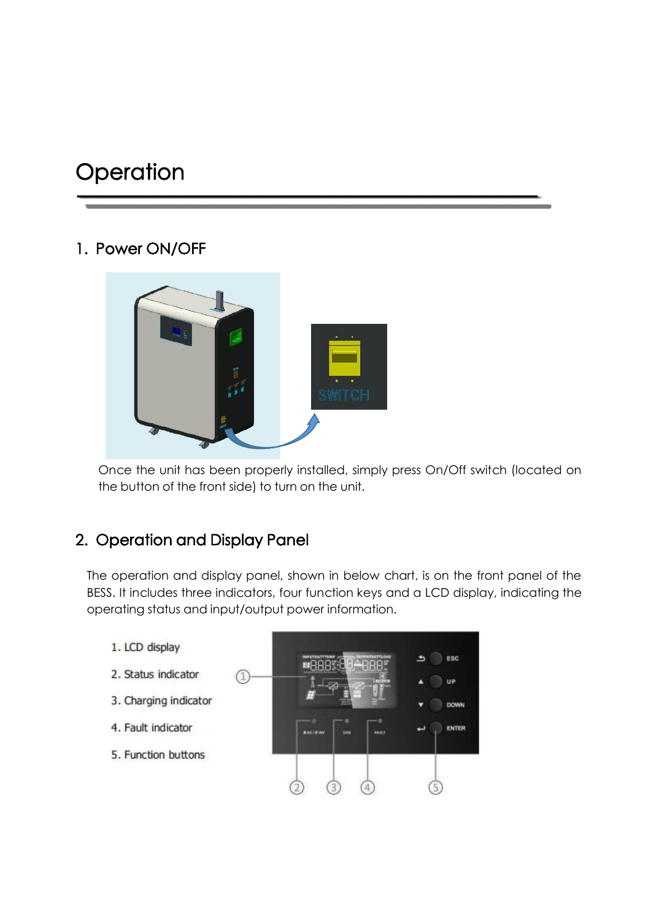# Operation

## 1. Power ON/OFF

Once the unit has been properly installed, simply press On/Off switch (located on the button of the front side) to turn on the unit.

## 2. Operation and Display Panel

The operation and display panel, shown in below chart, is on the front panel of the BESS. It includes three indicators, four function keys and a LCD display, indicating the operating status and input/output power information.

1. LCD display
2. Status indicator
3. Charging indicator
4. Fault indicator
5. Function buttons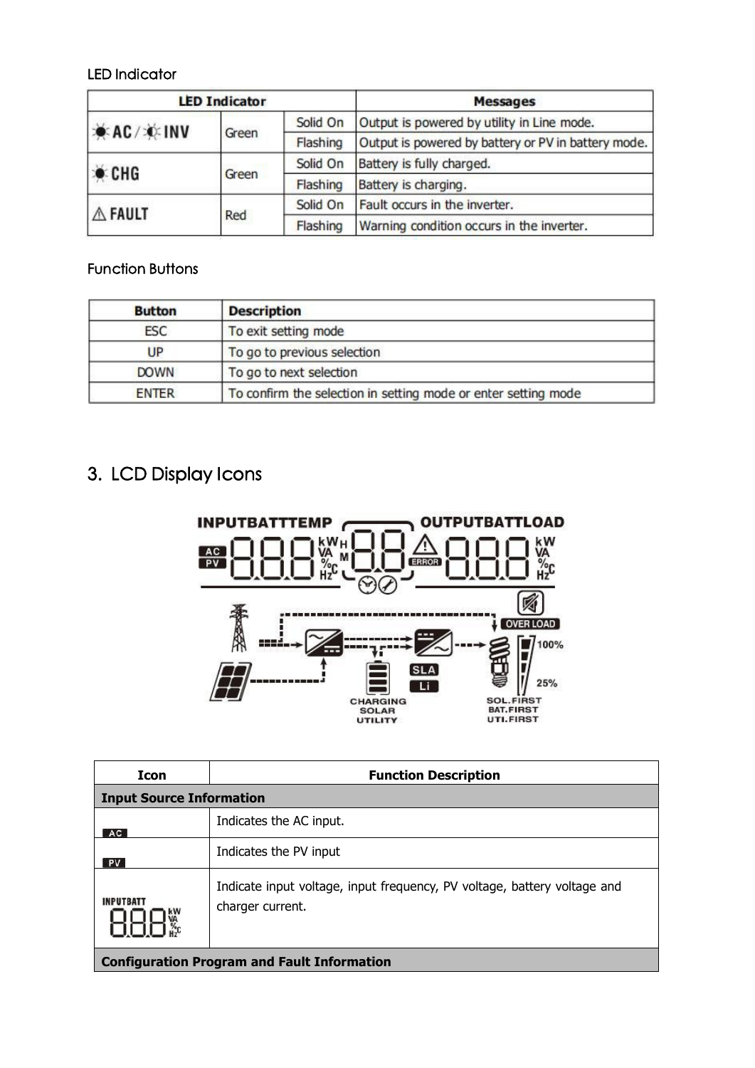LED Indicator

| LED Indicator | | | Messages |
|---|---|---|---|
| AC / INV | Green | Solid On | Output is powered by utility in Line mode. |
| | | Flashing | Output is powered by battery or PV in battery mode. |
| CHG | Green | Solid On | Battery is fully charged. |
| | | Flashing | Battery is charging. |
| ⚠ FAULT | Red | Solid On | Fault occurs in the inverter. |
| | | Flashing | Warning condition occurs in the inverter. |

Function Buttons

| Button | Description |
|---|---|
| ESC | To exit setting mode |
| UP | To go to previous selection |
| DOWN | To go to next selection |
| ENTER | To confirm the selection in setting mode or enter setting mode |

## 3. LCD Display Icons

| Icon | Function Description |
|---|---|
| **Input Source Information** | |
| AC | Indicates the AC input. |
| PV | Indicates the PV input |
| INPUTBATT 888 kW VA % Hz °C | Indicate input voltage, input frequency, PV voltage, battery voltage and charger current. |
| **Configuration Program and Fault Information** | |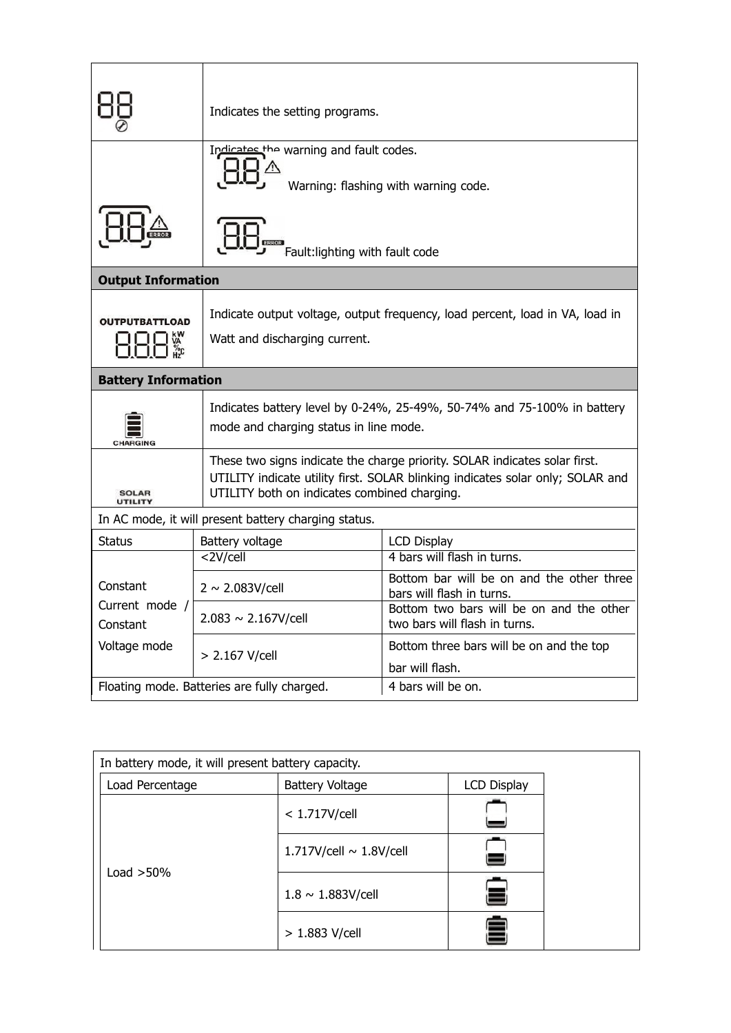| | |
|---|---|
| 88 | Indicates the setting programs. |
| 88 ⚠ ERROR | Indicates the warning and fault codes.<br>88 ⚠ Warning: flashing with warning code.<br>88 ERROR Fault:lighting with fault code |
| **Output Information** | |
| OUTPUTBATTLOAD 888 kW VA % °C Hz | Indicate output voltage, output frequency, load percent, load in VA, load in Watt and discharging current. |
| **Battery Information** | |
| CHARGING | Indicates battery level by 0-24%, 25-49%, 50-74% and 75-100% in battery mode and charging status in line mode. |
| SOLAR UTILITY | These two signs indicate the charge priority. SOLAR indicates solar first. UTILITY indicate utility first. SOLAR blinking indicates solar only; SOLAR and UTILITY both on indicates combined charging. |

In AC mode, it will present battery charging status.

| Status | Battery voltage | LCD Display |
|---|---|---|
| Constant Current mode / Constant Voltage mode | <2V/cell | 4 bars will flash in turns. |
| | 2 ~ 2.083V/cell | Bottom bar will be on and the other three bars will flash in turns. |
| | 2.083 ~ 2.167V/cell | Bottom two bars will be on and the other two bars will flash in turns. |
| | > 2.167 V/cell | Bottom three bars will be on and the top bar will flash. |
| Floating mode. Batteries are fully charged. | | 4 bars will be on. |

In battery mode, it will present battery capacity.

| Load Percentage | Battery Voltage | LCD Display |
|---|---|---|
| Load >50% | < 1.717V/cell | |
| | 1.717V/cell ~ 1.8V/cell | |
| | 1.8 ~ 1.883V/cell | |
| | > 1.883 V/cell | |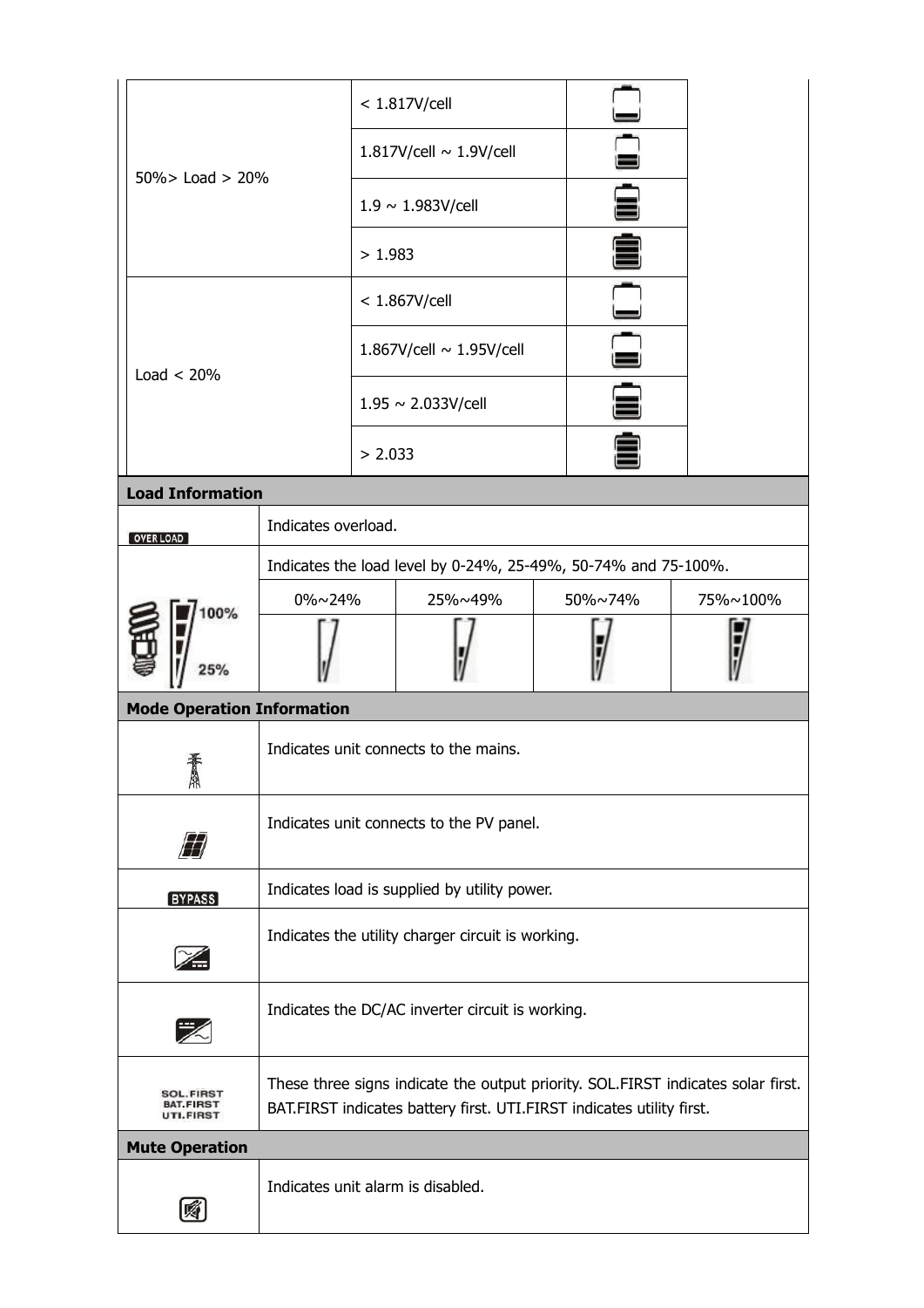| | | |
|---|---|---|
| 50%> Load > 20% | < 1.817V/cell | |
| | 1.817V/cell ~ 1.9V/cell | |
| | 1.9 ~ 1.983V/cell | |
| | > 1.983 | |
| Load < 20% | < 1.867V/cell | |
| | 1.867V/cell ~ 1.95V/cell | |
| | 1.95 ~ 2.033V/cell | |
| | > 2.033 | |

| **Load Information** | | | | |
|---|---|---|---|---|
| OVER LOAD | Indicates overload. | | | |
| | Indicates the load level by 0-24%, 25-49%, 50-74% and 75-100%. | | | |
| | 0%~24% | 25%~49% | 50%~74% | 75%~100% |
| | | | | |

| **Mode Operation Information** | |
|---|---|
| | Indicates unit connects to the mains. |
| | Indicates unit connects to the PV panel. |
| BYPASS | Indicates load is supplied by utility power. |
| | Indicates the utility charger circuit is working. |
| | Indicates the DC/AC inverter circuit is working. |
| SOL.FIRST BAT.FIRST UTI.FIRST | These three signs indicate the output priority. SOL.FIRST indicates solar first. BAT.FIRST indicates battery first. UTI.FIRST indicates utility first. |

| **Mute Operation** | |
|---|---|
| | Indicates unit alarm is disabled. |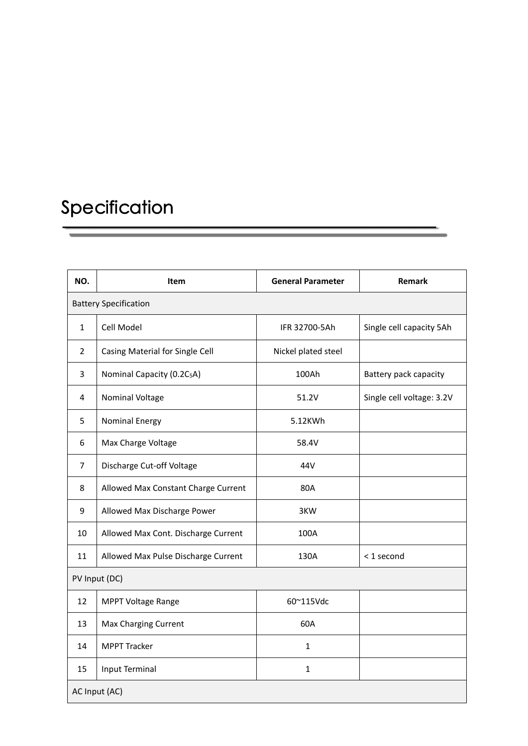# Specification

| NO. | Item | General Parameter | Remark |
|---|---|---|---|
| Battery Specification | | | |
| 1 | Cell Model | IFR 32700-5Ah | Single cell capacity 5Ah |
| 2 | Casing Material for Single Cell | Nickel plated steel | |
| 3 | Nominal Capacity (0.2$C_5$A) | 100Ah | Battery pack capacity |
| 4 | Nominal Voltage | 51.2V | Single cell voltage: 3.2V |
| 5 | Nominal Energy | 5.12KWh | |
| 6 | Max Charge Voltage | 58.4V | |
| 7 | Discharge Cut-off Voltage | 44V | |
| 8 | Allowed Max Constant Charge Current | 80A | |
| 9 | Allowed Max Discharge Power | 3KW | |
| 10 | Allowed Max Cont. Discharge Current | 100A | |
| 11 | Allowed Max Pulse Discharge Current | 130A | < 1 second |
| PV Input (DC) | | | |
| 12 | MPPT Voltage Range | 60~115Vdc | |
| 13 | Max Charging Current | 60A | |
| 14 | MPPT Tracker | 1 | |
| 15 | Input Terminal | 1 | |
| AC Input (AC) | | | |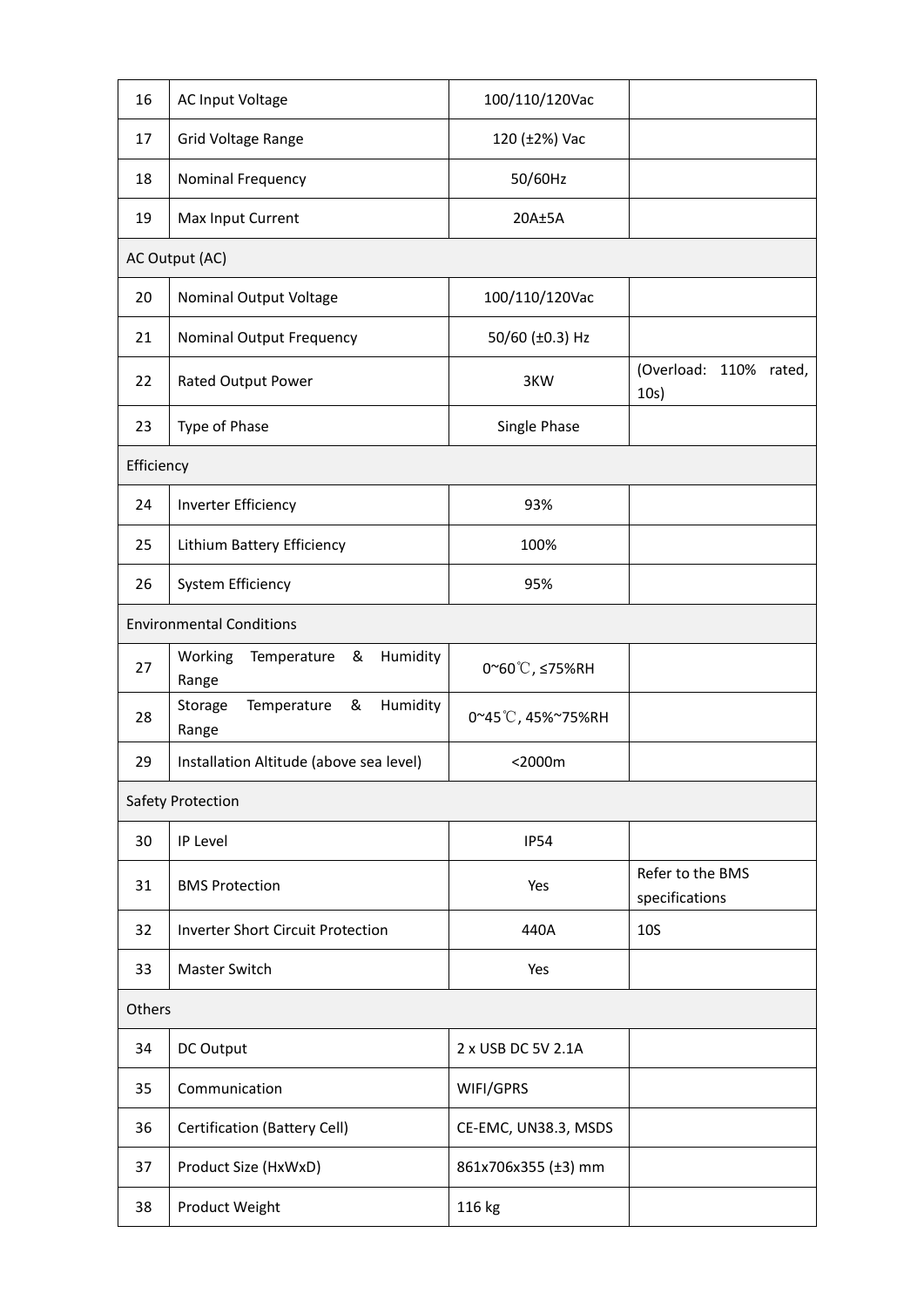| 16 | AC Input Voltage | 100/110/120Vac | |
|---|---|---|---|
| 17 | Grid Voltage Range | 120 (±2%) Vac | |
| 18 | Nominal Frequency | 50/60Hz | |
| 19 | Max Input Current | 20A±5A | |
| AC Output (AC) | | | |
| 20 | Nominal Output Voltage | 100/110/120Vac | |
| 21 | Nominal Output Frequency | 50/60 (±0.3) Hz | |
| 22 | Rated Output Power | 3KW | (Overload: 110% rated, 10s) |
| 23 | Type of Phase | Single Phase | |
| Efficiency | | | |
| 24 | Inverter Efficiency | 93% | |
| 25 | Lithium Battery Efficiency | 100% | |
| 26 | System Efficiency | 95% | |
| Environmental Conditions | | | |
| 27 | Working Temperature & Humidity Range | 0~60℃, ≤75%RH | |
| 28 | Storage Temperature & Humidity Range | 0~45℃, 45%~75%RH | |
| 29 | Installation Altitude (above sea level) | <2000m | |
| Safety Protection | | | |
| 30 | IP Level | IP54 | |
| 31 | BMS Protection | Yes | Refer to the BMS specifications |
| 32 | Inverter Short Circuit Protection | 440A | 10S |
| 33 | Master Switch | Yes | |
| Others | | | |
| 34 | DC Output | 2 x USB DC 5V 2.1A | |
| 35 | Communication | WIFI/GPRS | |
| 36 | Certification (Battery Cell) | CE-EMC, UN38.3, MSDS | |
| 37 | Product Size (HxWxD) | 861x706x355 (±3) mm | |
| 38 | Product Weight | 116 kg | |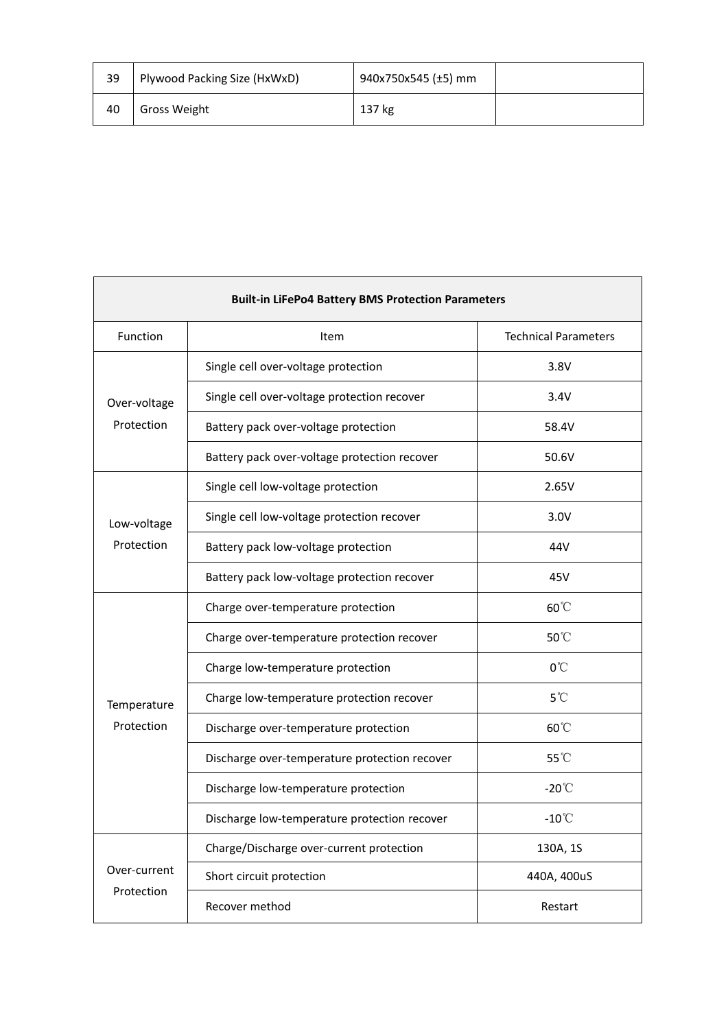| 39 | Plywood Packing Size (HxWxD) | 940x750x545 (±5) mm | |
|---|---|---|---|
| 40 | Gross Weight | 137 kg | |

| Built-in LiFePo4 Battery BMS Protection Parameters | | |
|---|---|---|
| Function | Item | Technical Parameters |
| Over-voltage Protection | Single cell over-voltage protection | 3.8V |
| | Single cell over-voltage protection recover | 3.4V |
| | Battery pack over-voltage protection | 58.4V |
| | Battery pack over-voltage protection recover | 50.6V |
| Low-voltage Protection | Single cell low-voltage protection | 2.65V |
| | Single cell low-voltage protection recover | 3.0V |
| | Battery pack low-voltage protection | 44V |
| | Battery pack low-voltage protection recover | 45V |
| Temperature Protection | Charge over-temperature protection | 60℃ |
| | Charge over-temperature protection recover | 50℃ |
| | Charge low-temperature protection | 0℃ |
| | Charge low-temperature protection recover | 5℃ |
| | Discharge over-temperature protection | 60℃ |
| | Discharge over-temperature protection recover | 55℃ |
| | Discharge low-temperature protection | -20℃ |
| | Discharge low-temperature protection recover | -10℃ |
| Over-current Protection | Charge/Discharge over-current protection | 130A, 1S |
| | Short circuit protection | 440A, 400uS |
| | Recover method | Restart |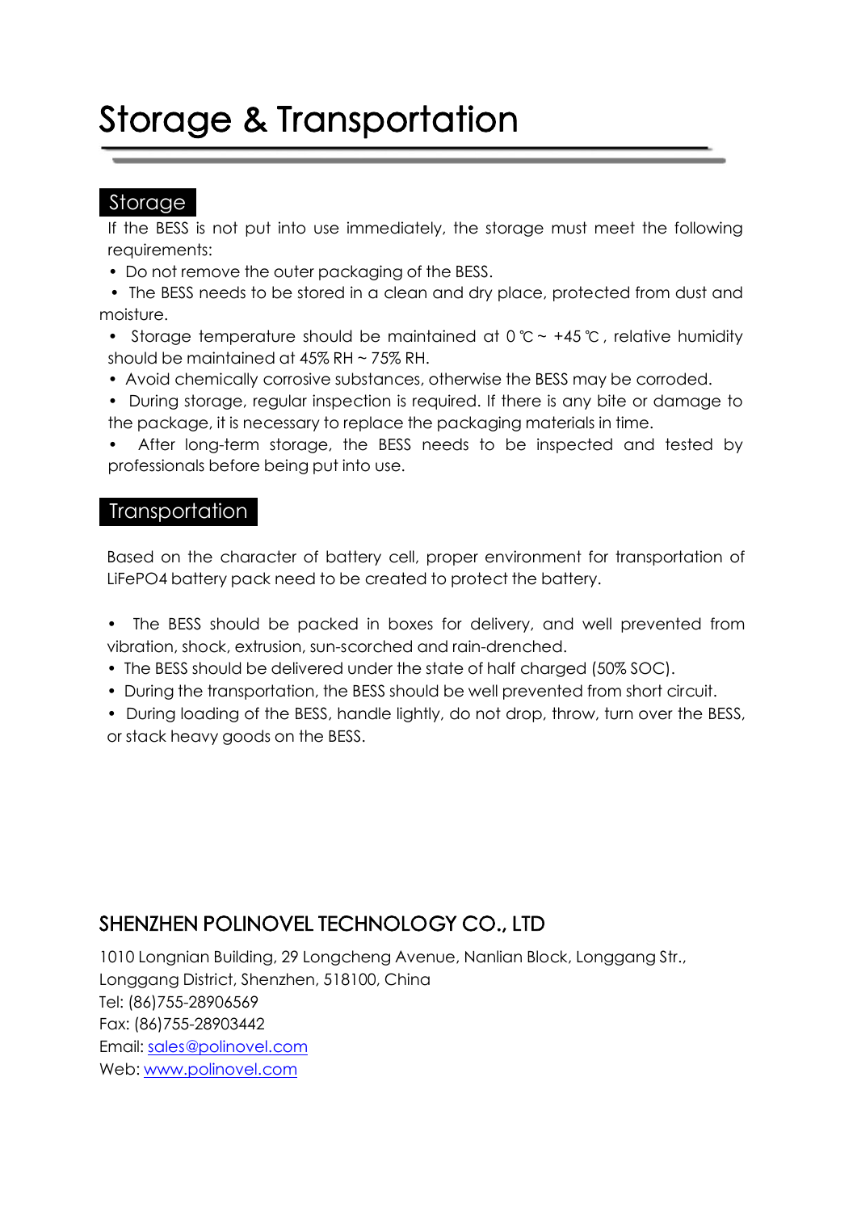# Storage & Transportation

## Storage

If the BESS is not put into use immediately, the storage must meet the following requirements:

- Do not remove the outer packaging of the BESS.
- The BESS needs to be stored in a clean and dry place, protected from dust and moisture.
- Storage temperature should be maintained at 0 ℃ ~ +45 ℃ , relative humidity should be maintained at 45% RH ~ 75% RH.
- Avoid chemically corrosive substances, otherwise the BESS may be corroded.
- During storage, regular inspection is required. If there is any bite or damage to the package, it is necessary to replace the packaging materials in time.
- After long-term storage, the BESS needs to be inspected and tested by professionals before being put into use.

## Transportation

Based on the character of battery cell, proper environment for transportation of LiFePO4 battery pack need to be created to protect the battery.

- The BESS should be packed in boxes for delivery, and well prevented from vibration, shock, extrusion, sun-scorched and rain-drenched.
- The BESS should be delivered under the state of half charged (50% SOC).
- During the transportation, the BESS should be well prevented from short circuit.
- During loading of the BESS, handle lightly, do not drop, throw, turn over the BESS, or stack heavy goods on the BESS.

## SHENZHEN POLINOVEL TECHNOLOGY CO., LTD

1010 Longnian Building, 29 Longcheng Avenue, Nanlian Block, Longgang Str.,
Longgang District, Shenzhen, 518100, China
Tel: (86)755-28906569
Fax: (86)755-28903442
Email: sales@polinovel.com
Web: www.polinovel.com